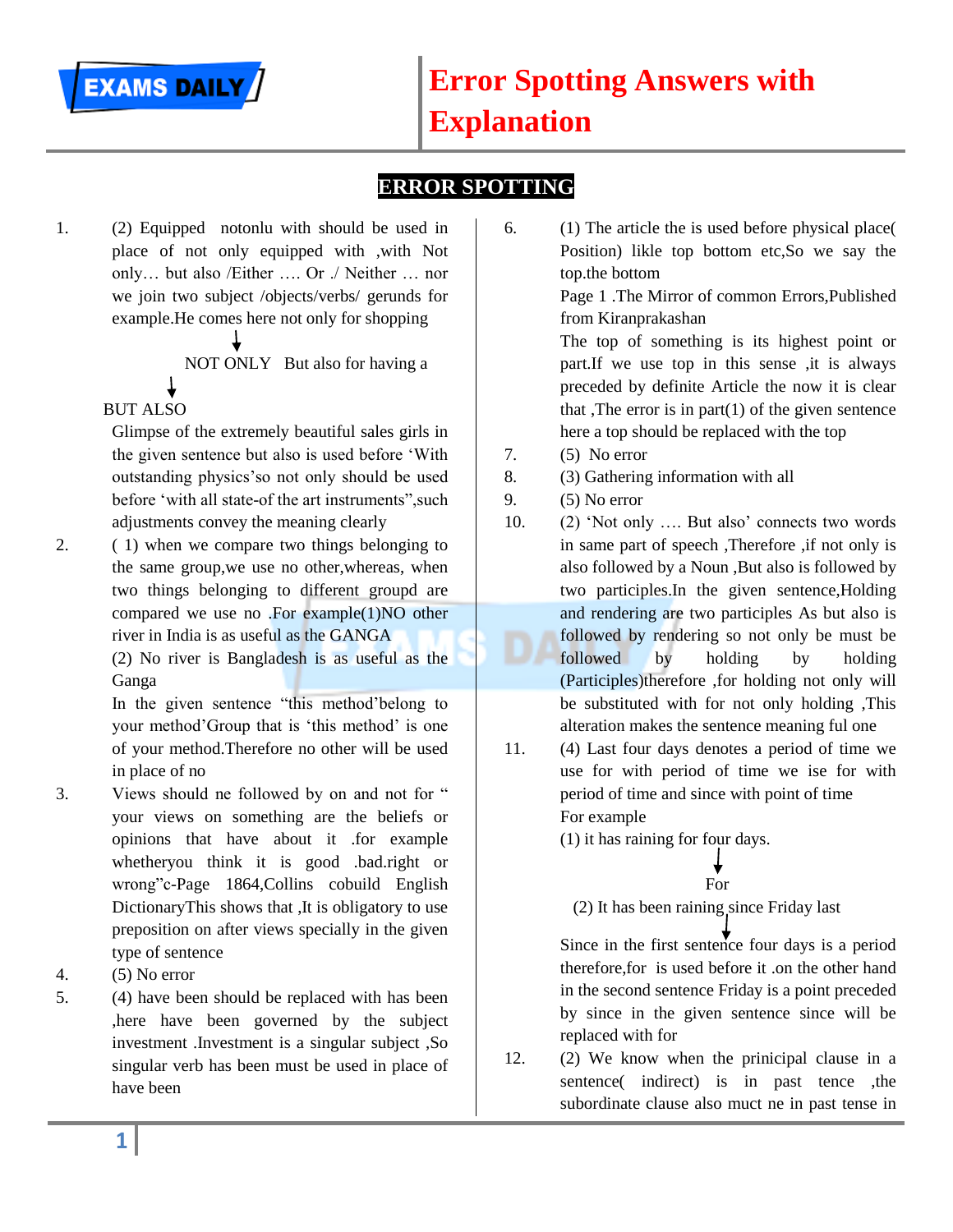# Error Spotting Answers with Explanation

## ERROR SPOTTING

1. (2) Equipped notonlu with should be used in place of not only equipped with ,with Not only… but also /Either …. Or ./ Neither … nor we join two subject /objects/verbs/ gerunds for example.He comes here not only for shopping

   NOT ONLY But also for having a

   BUT ALSO

   Glimpse of the extremely beautiful sales girls in the given sentence but also is used before 'With outstanding physics'so not only should be used before 'with all state-of the art instruments",such adjustments convey the meaning clearly

2. ( 1) when we compare two things belonging to the same group,we use no other,whereas, when two things belonging to different groupd are compared we use no .For example(1)NO other river in India is as useful as the GANGA

   (2) No river is Bangladesh is as useful as the Ganga

   In the given sentence "this method'belong to your method'Group that is 'this method' is one of your method.Therefore no other will be used in place of no

3. Views should ne followed by on and not for " your views on something are the beliefs or opinions that have about it .for example whetheryou think it is good .bad.right or wrong"c-Page 1864,Collins cobuild English DictionaryThis shows that ,It is obligatory to use preposition on after views specially in the given type of sentence

4. (5) No error

5. (4) have been should be replaced with has been ,here have been governed by the subject investment .Investment is a singular subject ,So singular verb has been must be used in place of have been

6. (1) The article the is used before physical place( Position) likle top bottom etc,So we say the top.the bottom

   Page 1 .The Mirror of common Errors,Published from Kiranprakashan

   The top of something is its highest point or part.If we use top in this sense ,it is always preceded by definite Article the now it is clear that ,The error is in part(1) of the given sentence here a top should be replaced with the top

7. (5) No error

8. (3) Gathering information with all

9. (5) No error

10. (2) 'Not only …. But also' connects two words in same part of speech ,Therefore ,if not only is also followed by a Noun ,But also is followed by two participles.In the given sentence,Holding and rendering are two participles As but also is followed by rendering so not only be must be followed by holding by holding (Participles)therefore ,for holding not only will be substituted with for not only holding ,This alteration makes the sentence meaning ful one

11. (4) Last four days denotes a period of time we use for with period of time we ise for with period of time and since with point of time

    For example

    (1) it has raining for four days.

    For

    (2) It has been raining since Friday last

    Since in the first sentence four days is a period therefore,for is used before it .on the other hand in the second sentence Friday is a point preceded by since in the given sentence since will be replaced with for

12. (2) We know when the principal clause in a sentence( indirect) is in past tence ,the subordinate clause also muct ne in past tense in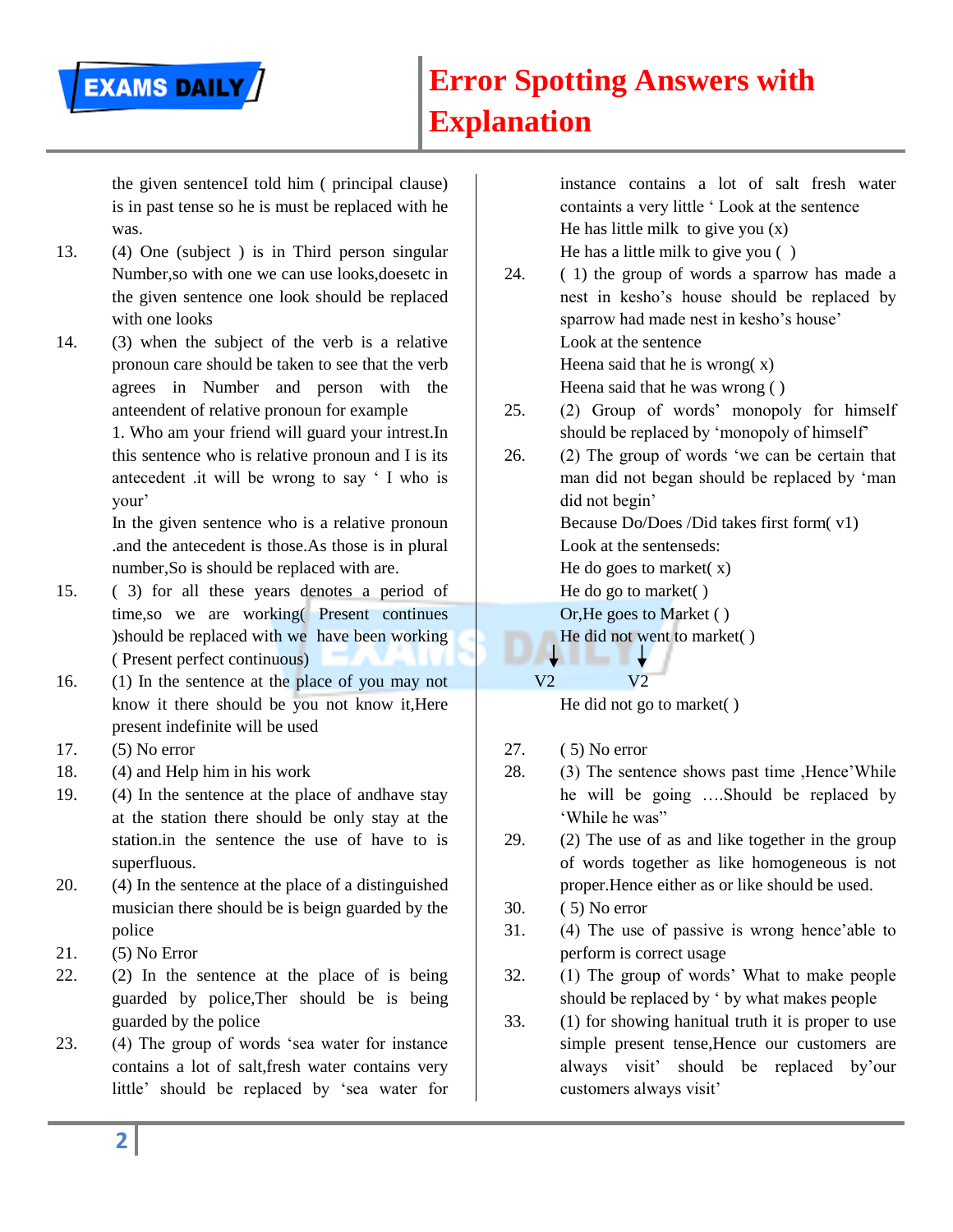the given sentenceI told him ( principal clause) is in past tense so he is must be replaced with he was.

13. (4) One (subject ) is in Third person singular Number,so with one we can use looks,doesetc in the given sentence one look should be replaced with one looks

14. (3) when the subject of the verb is a relative pronoun care should be taken to see that the verb agrees in Number and person with the anteendent of relative pronoun for example
    1. Who am your friend will guard your intrest.In this sentence who is relative pronoun and I is its antecedent .it will be wrong to say ' I who is your'
    In the given sentence who is a relative pronoun .and the antecedent is those.As those is in plural number,So is should be replaced with are.

15. ( 3) for all these years denotes a period of time,so we are working( Present continues )should be replaced with we have been working ( Present perfect continuous)

16. (1) In the sentence at the place of you may not know it there should be you not know it,Here present indefinite will be used

17. (5) No error

18. (4) and Help him in his work

19. (4) In the sentence at the place of andhave stay at the station there should be only stay at the station.in the sentence the use of have to is superfluous.

20. (4) In the sentence at the place of a distinguished musician there should be is beign guarded by the police

21. (5) No Error

22. (2) In the sentence at the place of is being guarded by police,Ther should be is being guarded by the police

23. (4) The group of words 'sea water for instance contains a lot of salt,fresh water contains very little' should be replaced by 'sea water for instance contains a lot of salt fresh water containts a very little ' Look at the sentence
    He has little milk to give you (x)
    He has a little milk to give you ( )

24. ( 1) the group of words a sparrow has made a nest in kesho's house should be replaced by sparrow had made nest in kesho's house'
    Look at the sentence
    Heena said that he is wrong( x)
    Heena said that he was wrong ( )

25. (2) Group of words' monopoly for himself should be replaced by 'monopoly of himself'

26. (2) The group of words 'we can be certain that man did not began should be replaced by 'man did not begin'
    Because Do/Does /Did takes first form( v1)
    Look at the sentenseds:
    He do goes to market( x)
    He do go to market( )
    Or,He goes to Market ( )
    He did not went to market( )
    ↓ V2 ↓ V2
    He did not go to market( )

27. ( 5) No error

28. (3) The sentence shows past time ,Hence'While he will be going ….Should be replaced by 'While he was"

29. (2) The use of as and like together in the group of words together as like homogeneous is not proper.Hence either as or like should be used.

30. ( 5) No error

31. (4) The use of passive is wrong hence'able to perform is correct usage

32. (1) The group of words' What to make people should be replaced by ' by what makes people

33. (1) for showing hanitual truth it is proper to use simple present tense,Hence our customers are always visit' should be replaced by'our customers always visit'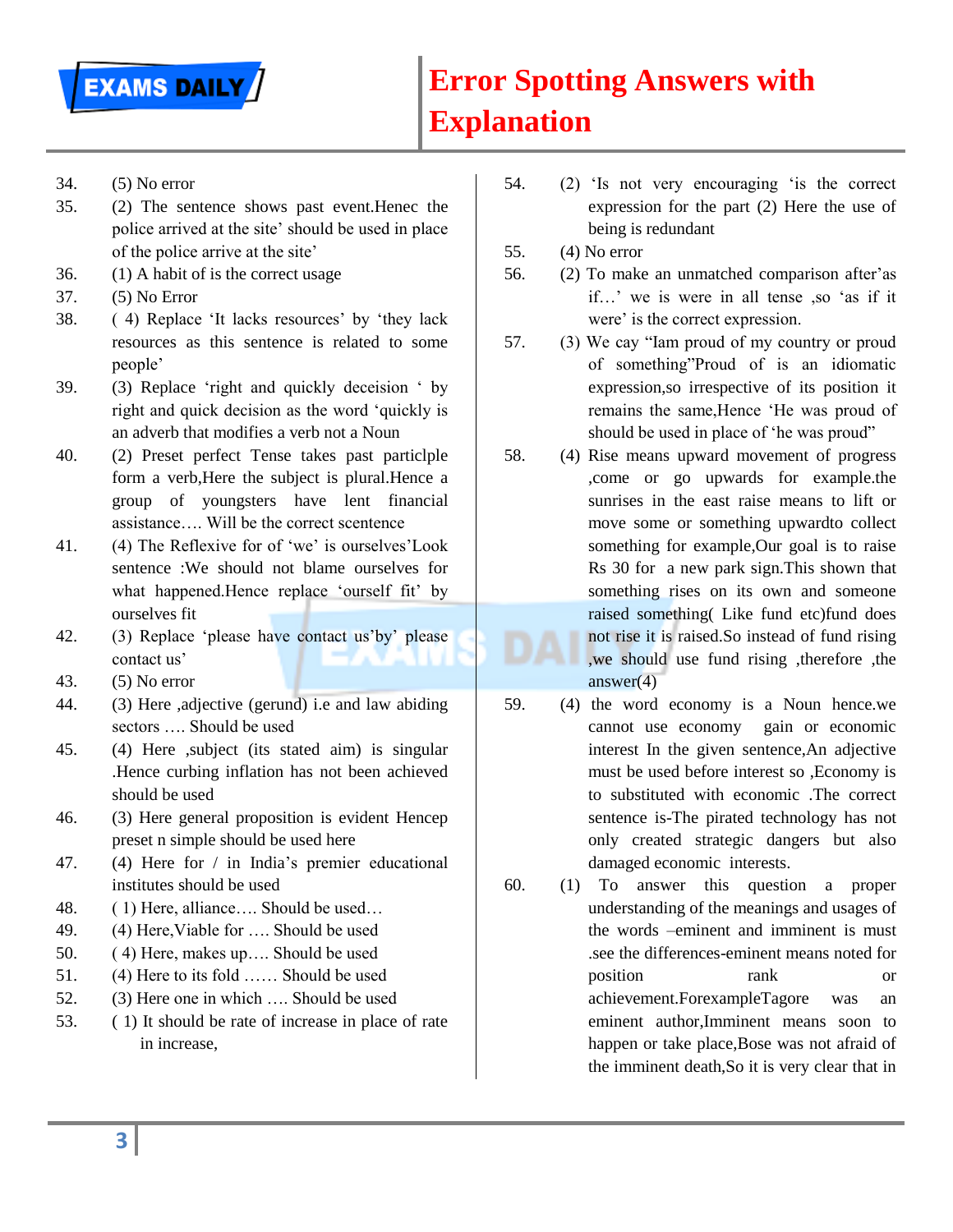# Error Spotting Answers with Explanation

34. (5) No error
35. (2) The sentence shows past event.Henec the police arrived at the site' should be used in place of the police arrive at the site'
36. (1) A habit of is the correct usage
37. (5) No Error
38. ( 4) Replace 'It lacks resources' by 'they lack resources as this sentence is related to some people'
39. (3) Replace 'right and quickly deceision ' by right and quick decision as the word 'quickly is an adverb that modifies a verb not a Noun
40. (2) Preset perfect Tense takes past particlple form a verb,Here the subject is plural.Hence a group of youngsters have lent financial assistance…. Will be the correct scentence
41. (4) The Reflexive for of 'we' is ourselves'Look sentence :We should not blame ourselves for what happened.Hence replace 'ourself fit' by ourselves fit
42. (3) Replace 'please have contact us'by' please contact us'
43. (5) No error
44. (3) Here ,adjective (gerund) i.e and law abiding sectors …. Should be used
45. (4) Here ,subject (its stated aim) is singular .Hence curbing inflation has not been achieved should be used
46. (3) Here general proposition is evident Hencep preset n simple should be used here
47. (4) Here for / in India's premier educational institutes should be used
48. ( 1) Here, alliance…. Should be used…
49. (4) Here,Viable for …. Should be used
50. ( 4) Here, makes up…. Should be used
51. (4) Here to its fold …… Should be used
52. (3) Here one in which …. Should be used
53. ( 1) It should be rate of increase in place of rate in increase,
54. (2) 'Is not very encouraging 'is the correct expression for the part (2) Here the use of being is redundant
55. (4) No error
56. (2) To make an unmatched comparison after'as if…' we is were in all tense ,so 'as if it were' is the correct expression.
57. (3) We cay "Iam proud of my country or proud of something"Proud of is an idiomatic expression,so irrespective of its position it remains the same,Hence 'He was proud of should be used in place of 'he was proud"
58. (4) Rise means upward movement of progress ,come or go upwards for example.the sunrises in the east raise means to lift or move some or something upwardto collect something for example,Our goal is to raise Rs 30 for a new park sign.This shown that something rises on its own and someone raised something( Like fund etc)fund does not rise it is raised.So instead of fund rising ,we should use fund rising ,therefore ,the answer(4)
59. (4) the word economy is a Noun hence.we cannot use economy gain or economic interest In the given sentence,An adjective must be used before interest so ,Economy is to substituted with economic .The correct sentence is-The pirated technology has not only created strategic dangers but also damaged economic interests.
60. (1) To answer this question a proper understanding of the meanings and usages of the words –eminent and imminent is must .see the differences-eminent means noted for position rank or achievement.ForexampleTagore was an eminent author,Imminent means soon to happen or take place,Bose was not afraid of the imminent death,So it is very clear that in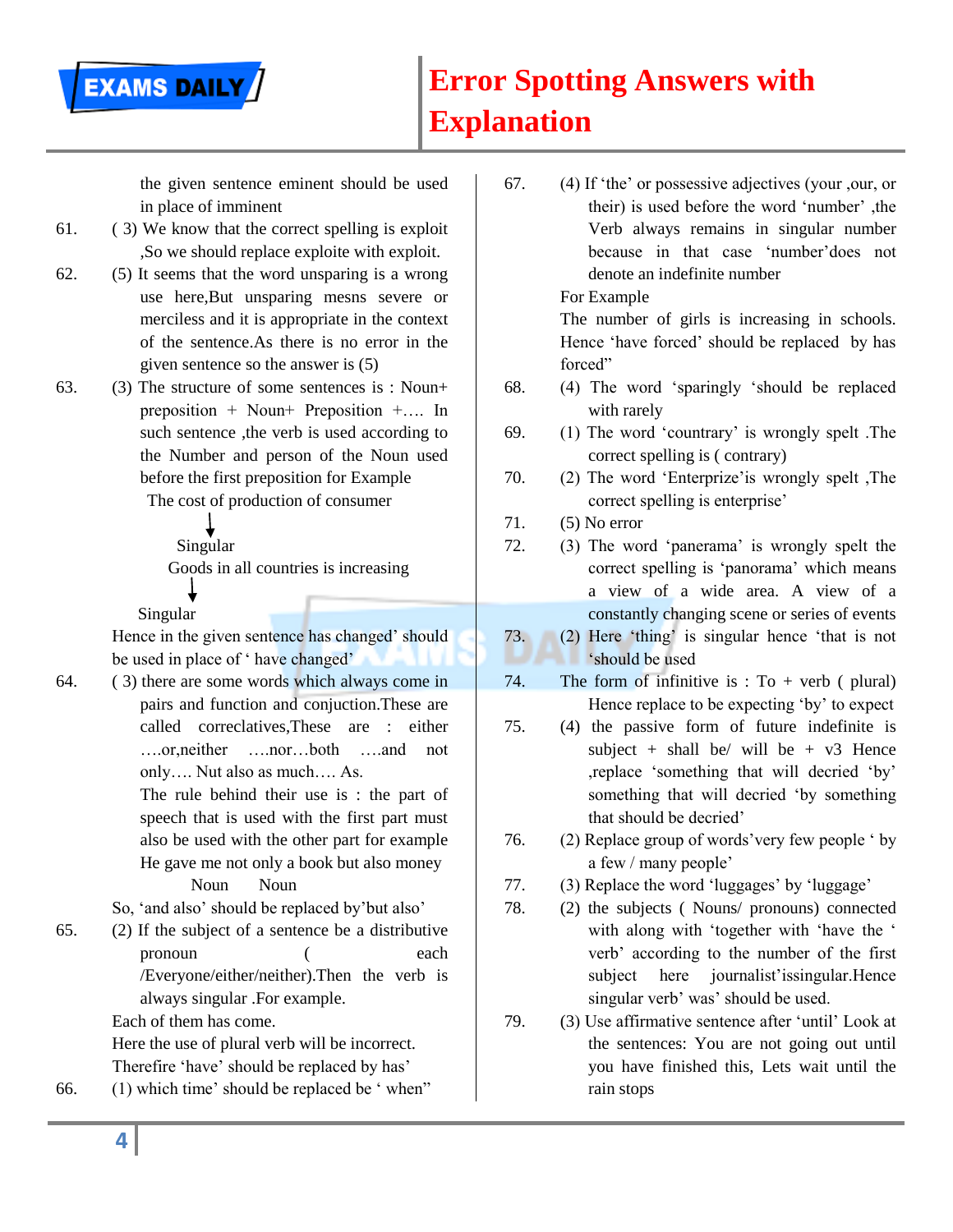the given sentence eminent should be used in place of imminent

61. ( 3) We know that the correct spelling is exploit ,So we should replace exploite with exploit.

62. (5) It seems that the word unsparing is a wrong use here,But unsparing mesns severe or merciless and it is appropriate in the context of the sentence.As there is no error in the given sentence so the answer is (5)

63. (3) The structure of some sentences is : Noun+ preposition + Noun+ Preposition +…. In such sentence ,the verb is used according to the Number and person of the Noun used before the first preposition for Example

The cost of production of consumer
↓
Singular
Goods in all countries is increasing
↓
Singular

Hence in the given sentence has changed' should be used in place of ' have changed'

64. ( 3) there are some words which always come in pairs and function and conjuction.These are called correclatives,These are : either ….or,neither ….nor…both ….and not only…. Nut also as much…. As.

The rule behind their use is : the part of speech that is used with the first part must also be used with the other part for example

He gave me not only a book but also money
Noun Noun

So, 'and also' should be replaced by'but also'

65. (2) If the subject of a sentence be a distributive pronoun ( each /Everyone/either/neither).Then the verb is always singular .For example.

Each of them has come.

Here the use of plural verb will be incorrect.

Therefire 'have' should be replaced by has'

66. (1) which time' should be replaced be ' when"

67. (4) If 'the' or possessive adjectives (your ,our, or their) is used before the word 'number' ,the Verb always remains in singular number because in that case 'number'does not denote an indefinite number

For Example

The number of girls is increasing in schools.

Hence 'have forced' should be replaced by has forced"

68. (4) The word 'sparingly 'should be replaced with rarely

69. (1) The word 'countrary' is wrongly spelt .The correct spelling is ( contrary)

70. (2) The word 'Enterprize'is wrongly spelt ,The correct spelling is enterprise'

71. (5) No error

72. (3) The word 'panerama' is wrongly spelt the correct spelling is 'panorama' which means a view of a wide area. A view of a constantly changing scene or series of events

73. (2) Here 'thing' is singular hence 'that is not 'should be used

74. The form of infinitive is : To + verb ( plural) Hence replace to be expecting 'by' to expect

75. (4) the passive form of future indefinite is subject + shall be/ will be + v3 Hence ,replace 'something that will decried 'by' something that will decried 'by something that should be decried'

76. (2) Replace group of words'very few people ' by a few / many people'

77. (3) Replace the word 'luggages' by 'luggage'

78. (2) the subjects ( Nouns/ pronouns) connected with along with 'together with 'have the ' verb' according to the number of the first subject here journalist'issingular.Hence singular verb' was' should be used.

79. (3) Use affirmative sentence after 'until' Look at the sentences: You are not going out until you have finished this, Lets wait until the rain stops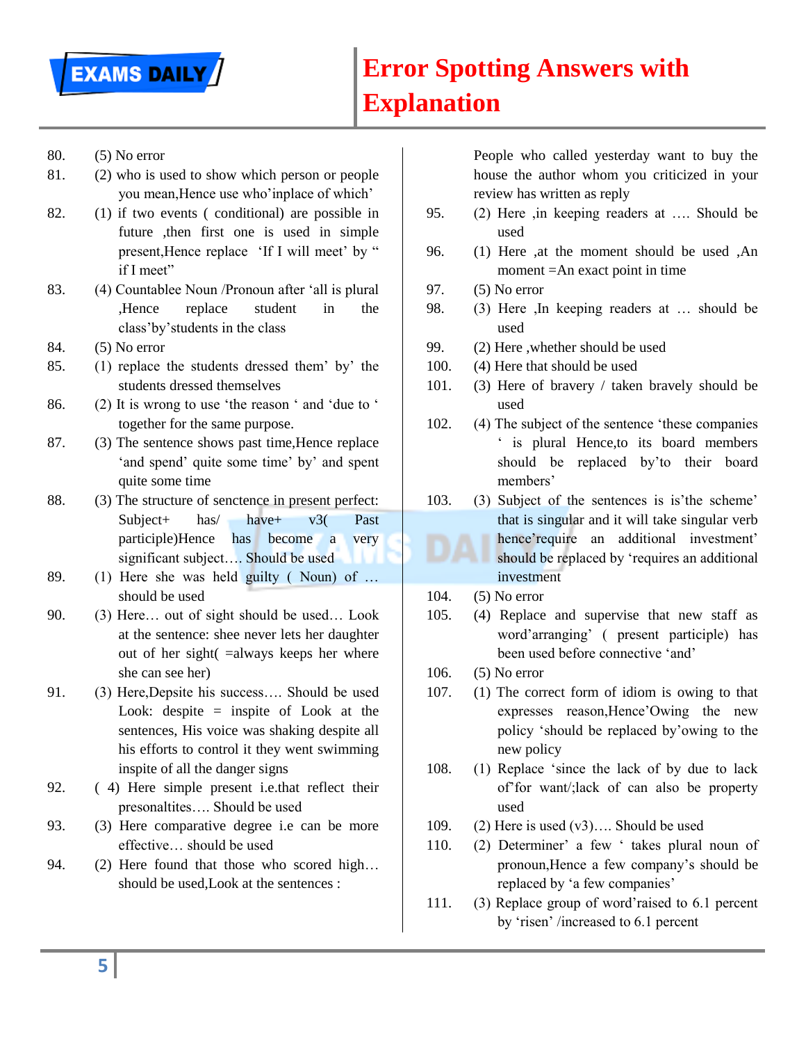# Error Spotting Answers with Explanation

80. (5) No error
81. (2) who is used to show which person or people you mean,Hence use who'inplace of which'
82. (1) if two events ( conditional) are possible in future ,then first one is used in simple present,Hence replace 'If I will meet' by " if I meet"
83. (4) Countablee Noun /Pronoun after 'all is plural ,Hence replace student in the class'by'students in the class
84. (5) No error
85. (1) replace the students dressed them' by' the students dressed themselves
86. (2) It is wrong to use 'the reason ' and 'due to ' together for the same purpose.
87. (3) The sentence shows past time,Hence replace 'and spend' quite some time' by' and spent quite some time
88. (3) The structure of sentecnce in present perfect: Subject+ has/ have+ v3( Past participle)Hence has become a very significant subject…. Should be used
89. (1) Here she was held guilty ( Noun) of … should be used
90. (3) Here… out of sight should be used… Look at the sentence: shee never lets her daughter out of her sight( =always keeps her where she can see her)
91. (3) Here,Depsite his success…. Should be used Look: despite = inspite of Look at the sentences, His voice was shaking despite all his efforts to control it they went swimming inspite of all the danger signs
92. ( 4) Here simple present i.e.that reflect their presonaltites…. Should be used
93. (3) Here comparative degree i.e can be more effective… should be used
94. (2) Here found that those who scored high… should be used,Look at the sentences : People who called yesterday want to buy the house the author whom you criticized in your review has written as reply
95. (2) Here ,in keeping readers at …. Should be used
96. (1) Here ,at the moment should be used ,An moment =An exact point in time
97. (5) No error
98. (3) Here ,In keeping readers at … should be used
99. (2) Here ,whether should be used
100. (4) Here that should be used
101. (3) Here of bravery / taken bravely should be used
102. (4) The subject of the sentence 'these companies ' is plural Hence,to its board members should be replaced by'to their board members'
103. (3) Subject of the sentences is is'the scheme' that is singular and it will take singular verb hence'require an additional investment' should be replaced by 'requires an additional investment
104. (5) No error
105. (4) Replace and supervise that new staff as word'arranging' ( present participle) has been used before connective 'and'
106. (5) No error
107. (1) The correct form of idiom is owing to that expresses reason,Hence'Owing the new policy 'should be replaced by'owing to the new policy
108. (1) Replace 'since the lack of by due to lack of'for want/;lack of can also be property used
109. (2) Here is used (v3)…. Should be used
110. (2) Determiner' a few ' takes plural noun of pronoun,Hence a few company's should be replaced by 'a few companies'
111. (3) Replace group of word'raised to 6.1 percent by 'risen' /increased to 6.1 percent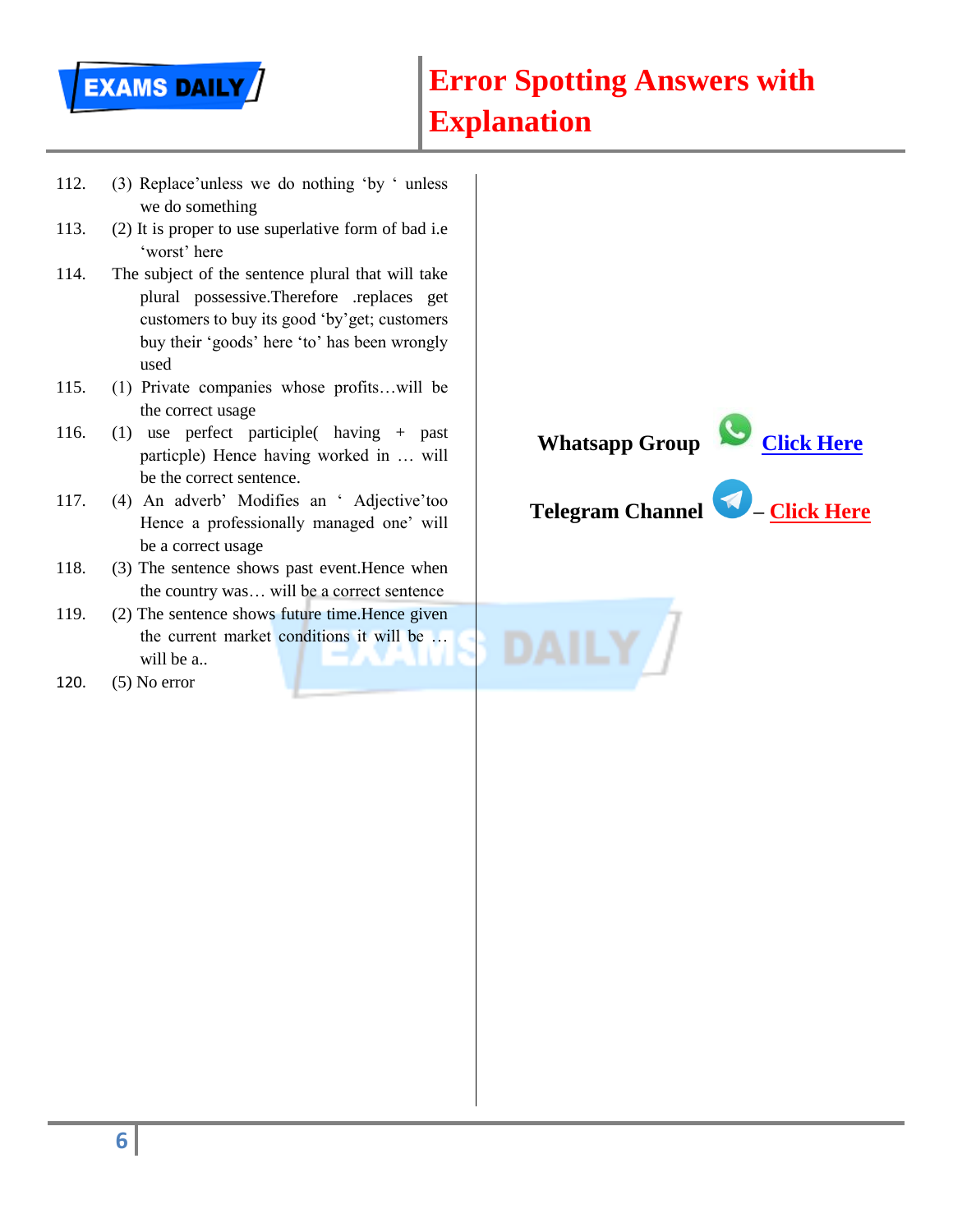# Error Spotting Answers with Explanation

112. (3) Replace'unless we do nothing 'by ' unless we do something
113. (2) It is proper to use superlative form of bad i.e 'worst' here
114. The subject of the sentence plural that will take plural possessive.Therefore .replaces get customers to buy its good 'by'get; customers buy their 'goods' here 'to' has been wrongly used
115. (1) Private companies whose profits…will be the correct usage
116. (1) use perfect participle( having + past particple) Hence having worked in … will be the correct sentence.
117. (4) An adverb' Modifies an ' Adjective'too Hence a professionally managed one' will be a correct usage
118. (3) The sentence shows past event.Hence when the country was… will be a correct sentence
119. (2) The sentence shows future time.Hence given the current market conditions it will be … will be a..
120. (5) No error

**Whatsapp Group** Click Here

**Telegram Channel** – Click Here